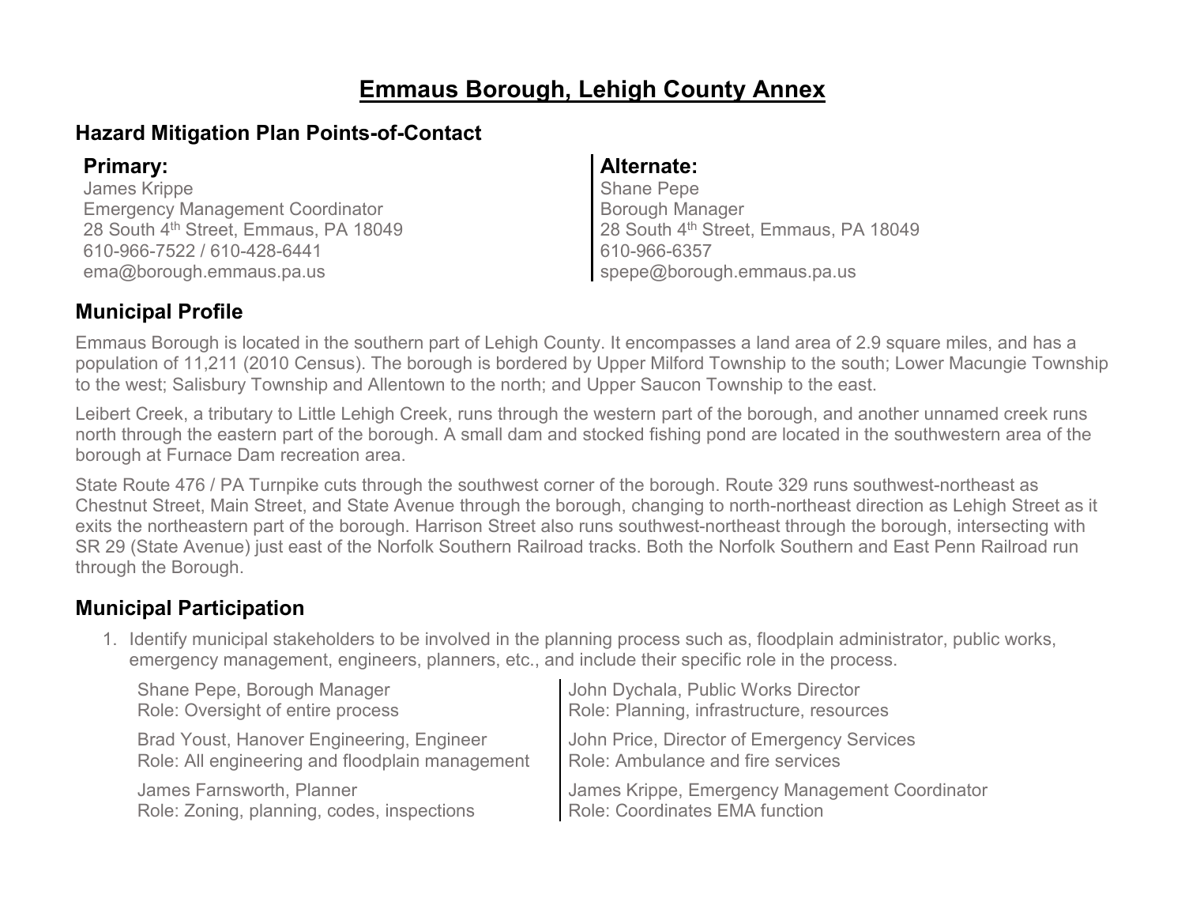# Emmaus Borough, Lehigh County Annex

## Hazard Mitigation Plan Points-of-Contact

**Primary:**
James Krippe
Emergency Management Coordinator
28 South 4th Street, Emmaus, PA 18049
610-966-7522 / 610-428-6441
ema@borough.emmaus.pa.us

**Alternate:**
Shane Pepe
Borough Manager
28 South 4th Street, Emmaus, PA 18049
610-966-6357
spepe@borough.emmaus.pa.us

## Municipal Profile

Emmaus Borough is located in the southern part of Lehigh County. It encompasses a land area of 2.9 square miles, and has a population of 11,211 (2010 Census). The borough is bordered by Upper Milford Township to the south; Lower Macungie Township to the west; Salisbury Township and Allentown to the north; and Upper Saucon Township to the east.

Leibert Creek, a tributary to Little Lehigh Creek, runs through the western part of the borough, and another unnamed creek runs north through the eastern part of the borough. A small dam and stocked fishing pond are located in the southwestern area of the borough at Furnace Dam recreation area.

State Route 476 / PA Turnpike cuts through the southwest corner of the borough. Route 329 runs southwest-northeast as Chestnut Street, Main Street, and State Avenue through the borough, changing to north-northeast direction as Lehigh Street as it exits the northeastern part of the borough. Harrison Street also runs southwest-northeast through the borough, intersecting with SR 29 (State Avenue) just east of the Norfolk Southern Railroad tracks. Both the Norfolk Southern and East Penn Railroad run through the Borough.

## Municipal Participation

1. Identify municipal stakeholders to be involved in the planning process such as, floodplain administrator, public works, emergency management, engineers, planners, etc., and include their specific role in the process.

   Shane Pepe, Borough Manager
   Role: Oversight of entire process

   Brad Youst, Hanover Engineering, Engineer
   Role: All engineering and floodplain management

   James Farnsworth, Planner
   Role: Zoning, planning, codes, inspections

   John Dychala, Public Works Director
   Role: Planning, infrastructure, resources

   John Price, Director of Emergency Services
   Role: Ambulance and fire services

   James Krippe, Emergency Management Coordinator
   Role: Coordinates EMA function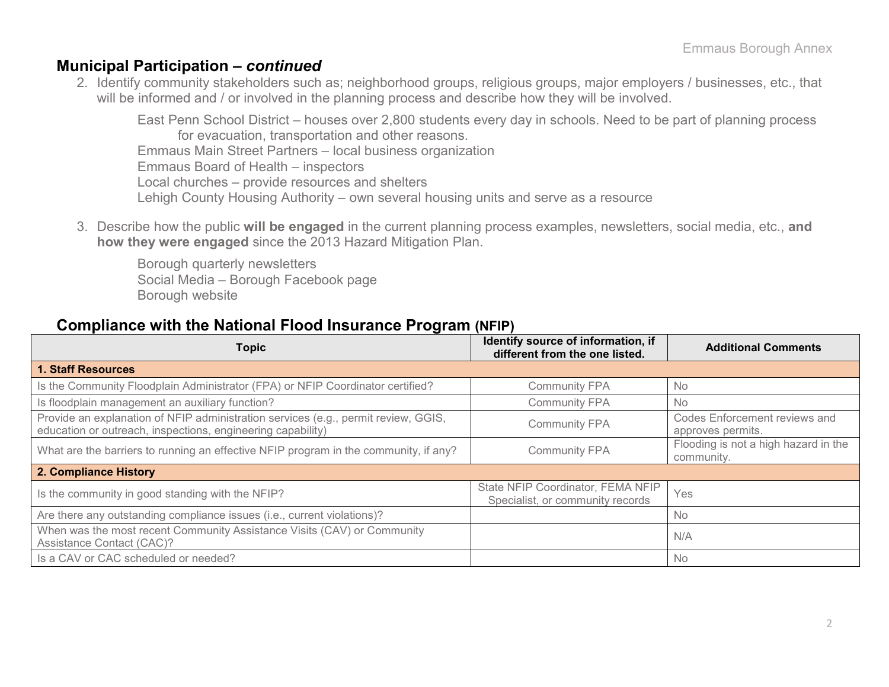## Municipal Participation – *continued*

2. Identify community stakeholders such as; neighborhood groups, religious groups, major employers / businesses, etc., that will be informed and / or involved in the planning process and describe how they will be involved.

   East Penn School District – houses over 2,800 students every day in schools. Need to be part of planning process for evacuation, transportation and other reasons.
   Emmaus Main Street Partners – local business organization
   Emmaus Board of Health – inspectors
   Local churches – provide resources and shelters
   Lehigh County Housing Authority – own several housing units and serve as a resource

3. Describe how the public **will be engaged** in the current planning process examples, newsletters, social media, etc., **and how they were engaged** since the 2013 Hazard Mitigation Plan.

   Borough quarterly newsletters
   Social Media – Borough Facebook page
   Borough website

## Compliance with the National Flood Insurance Program (NFIP)

| Topic | Identify source of information, if different from the one listed. | Additional Comments |
|---|---|---|
| **1. Staff Resources** | | |
| Is the Community Floodplain Administrator (FPA) or NFIP Coordinator certified? | Community FPA | No |
| Is floodplain management an auxiliary function? | Community FPA | No |
| Provide an explanation of NFIP administration services (e.g., permit review, GGIS, education or outreach, inspections, engineering capability) | Community FPA | Codes Enforcement reviews and approves permits. |
| What are the barriers to running an effective NFIP program in the community, if any? | Community FPA | Flooding is not a high hazard in the community. |
| **2. Compliance History** | | |
| Is the community in good standing with the NFIP? | State NFIP Coordinator, FEMA NFIP Specialist, or community records | Yes |
| Are there any outstanding compliance issues (i.e., current violations)? | | No |
| When was the most recent Community Assistance Visits (CAV) or Community Assistance Contact (CAC)? | | N/A |
| Is a CAV or CAC scheduled or needed? | | No |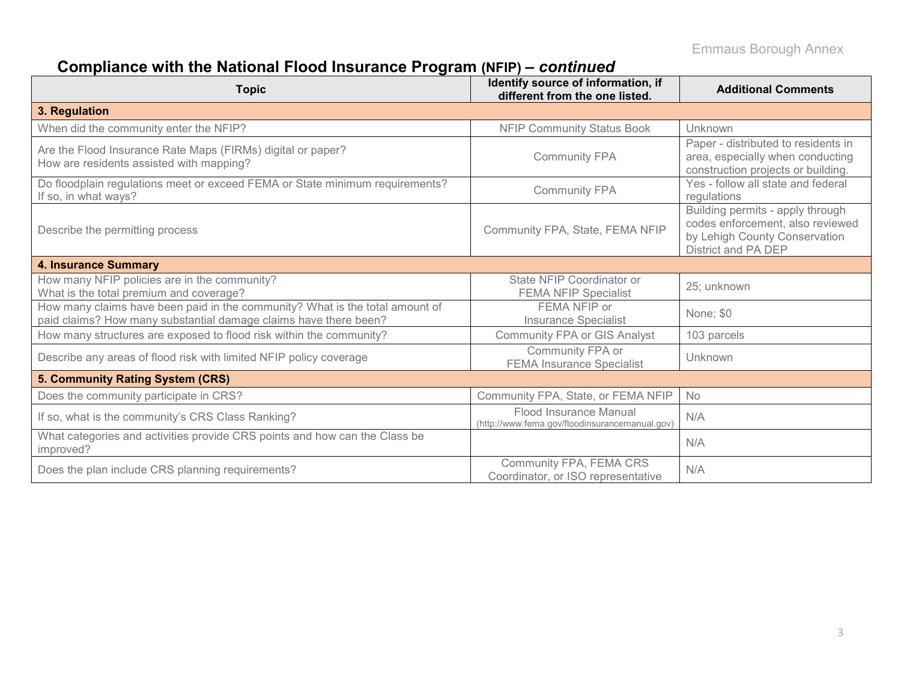## Compliance with the National Flood Insurance Program (NFIP) – *continued*

| Topic | Identify source of information, if different from the one listed. | Additional Comments |
|---|---|---|
| **3. Regulation** | | |
| When did the community enter the NFIP? | NFIP Community Status Book | Unknown |
| Are the Flood Insurance Rate Maps (FIRMs) digital or paper? How are residents assisted with mapping? | Community FPA | Paper - distributed to residents in area, especially when conducting construction projects or building. |
| Do floodplain regulations meet or exceed FEMA or State minimum requirements? If so, in what ways? | Community FPA | Yes - follow all state and federal regulations |
| Describe the permitting process | Community FPA, State, FEMA NFIP | Building permits - apply through codes enforcement, also reviewed by Lehigh County Conservation District and PA DEP |
| **4. Insurance Summary** | | |
| How many NFIP policies are in the community? What is the total premium and coverage? | State NFIP Coordinator or FEMA NFIP Specialist | 25; unknown |
| How many claims have been paid in the community? What is the total amount of paid claims? How many substantial damage claims have there been? | FEMA NFIP or Insurance Specialist | None; $0 |
| How many structures are exposed to flood risk within the community? | Community FPA or GIS Analyst | 103 parcels |
| Describe any areas of flood risk with limited NFIP policy coverage | Community FPA or FEMA Insurance Specialist | Unknown |
| **5. Community Rating System (CRS)** | | |
| Does the community participate in CRS? | Community FPA, State, or FEMA NFIP | No |
| If so, what is the community's CRS Class Ranking? | Flood Insurance Manual (http://www.fema.gov/floodinsurancemanual.gov) | N/A |
| What categories and activities provide CRS points and how can the Class be improved? | | N/A |
| Does the plan include CRS planning requirements? | Community FPA, FEMA CRS Coordinator, or ISO representative | N/A |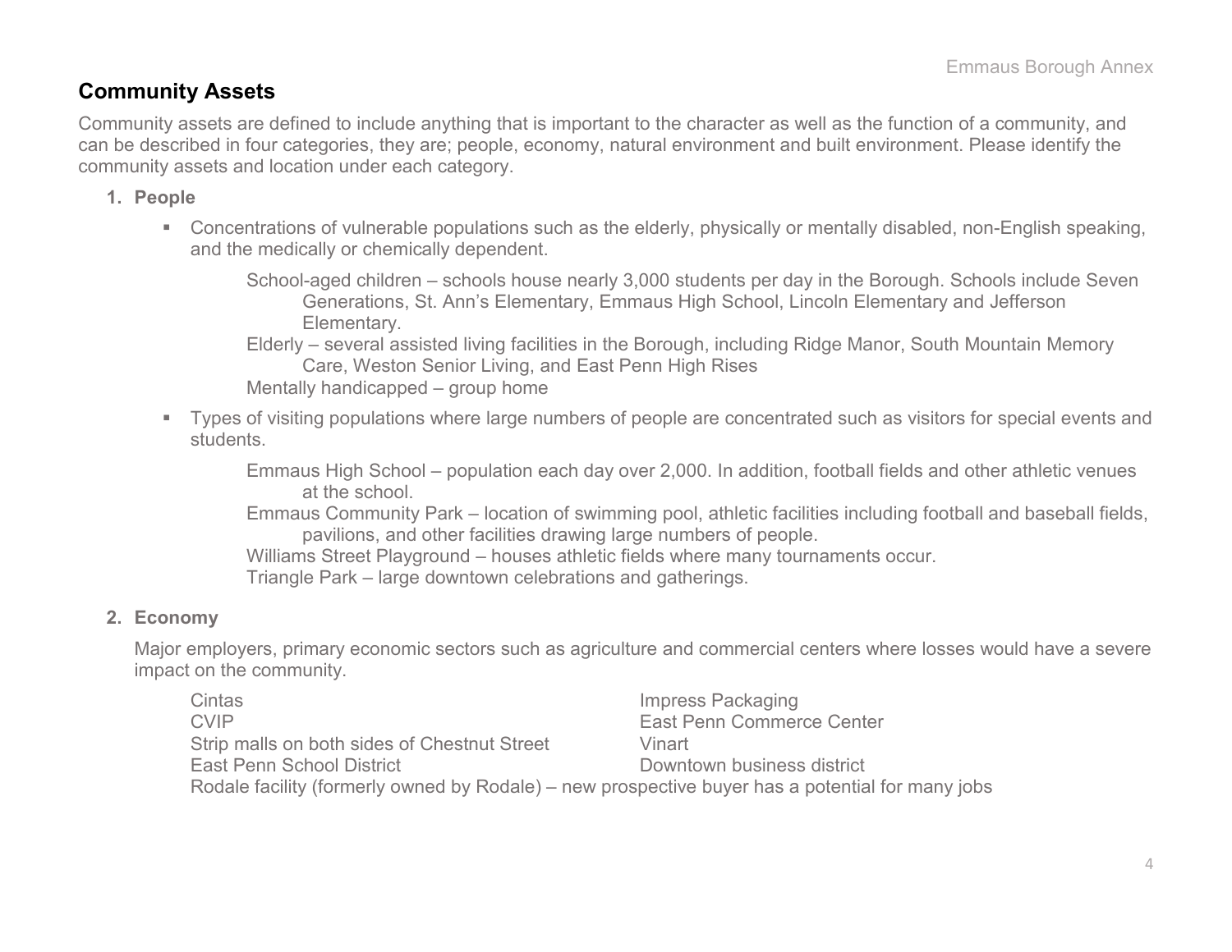## Community Assets

Community assets are defined to include anything that is important to the character as well as the function of a community, and can be described in four categories, they are; people, economy, natural environment and built environment. Please identify the community assets and location under each category.

1. **People**

   - Concentrations of vulnerable populations such as the elderly, physically or mentally disabled, non-English speaking, and the medically or chemically dependent.

     School-aged children – schools house nearly 3,000 students per day in the Borough. Schools include Seven Generations, St. Ann's Elementary, Emmaus High School, Lincoln Elementary and Jefferson Elementary.

     Elderly – several assisted living facilities in the Borough, including Ridge Manor, South Mountain Memory Care, Weston Senior Living, and East Penn High Rises

     Mentally handicapped – group home

   - Types of visiting populations where large numbers of people are concentrated such as visitors for special events and students.

     Emmaus High School – population each day over 2,000. In addition, football fields and other athletic venues at the school.

     Emmaus Community Park – location of swimming pool, athletic facilities including football and baseball fields, pavilions, and other facilities drawing large numbers of people.

     Williams Street Playground – houses athletic fields where many tournaments occur.

     Triangle Park – large downtown celebrations and gatherings.

2. **Economy**

   Major employers, primary economic sectors such as agriculture and commercial centers where losses would have a severe impact on the community.

   Cintas

   CVIP

   Strip malls on both sides of Chestnut Street

   East Penn School District

   Impress Packaging

   East Penn Commerce Center

   Vinart

   Downtown business district

   Rodale facility (formerly owned by Rodale) – new prospective buyer has a potential for many jobs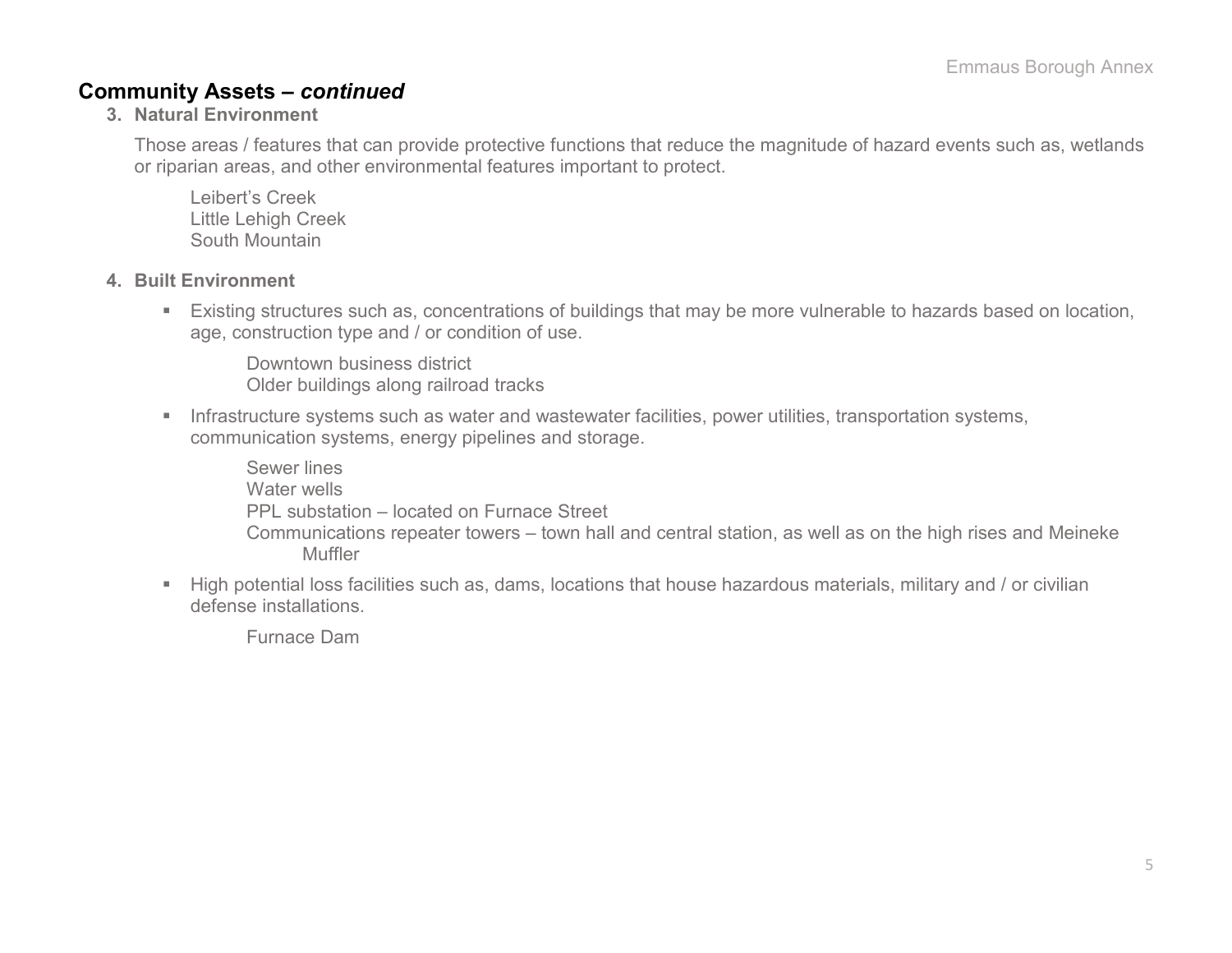## Community Assets – *continued*

3. **Natural Environment**

   Those areas / features that can provide protective functions that reduce the magnitude of hazard events such as, wetlands or riparian areas, and other environmental features important to protect.

   Leibert's Creek
   Little Lehigh Creek
   South Mountain

4. **Built Environment**

   - Existing structures such as, concentrations of buildings that may be more vulnerable to hazards based on location, age, construction type and / or condition of use.

     Downtown business district
     Older buildings along railroad tracks

   - Infrastructure systems such as water and wastewater facilities, power utilities, transportation systems, communication systems, energy pipelines and storage.

     Sewer lines
     Water wells
     PPL substation – located on Furnace Street
     Communications repeater towers – town hall and central station, as well as on the high rises and Meineke Muffler

   - High potential loss facilities such as, dams, locations that house hazardous materials, military and / or civilian defense installations.

     Furnace Dam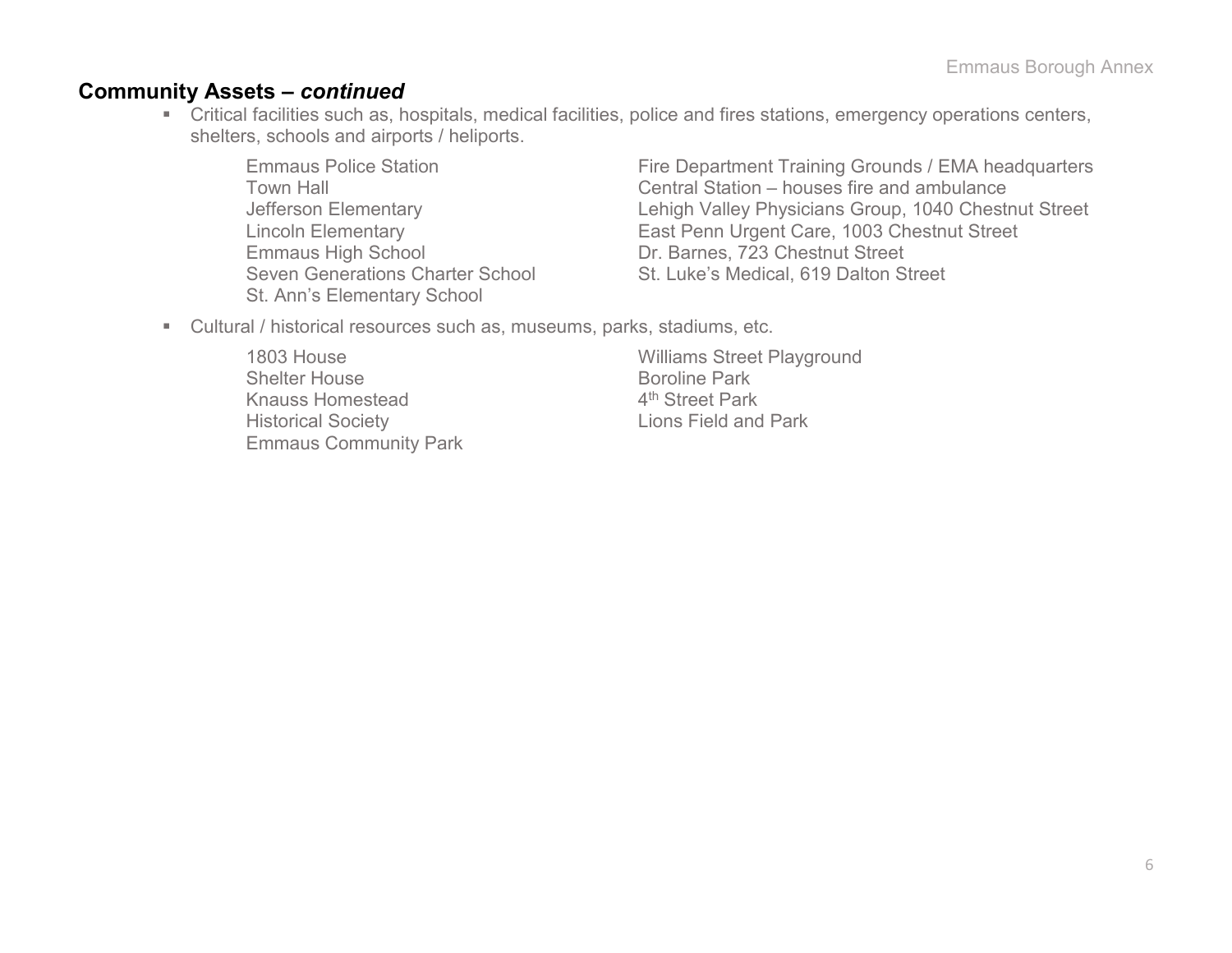## Community Assets – *continued*

- Critical facilities such as, hospitals, medical facilities, police and fires stations, emergency operations centers, shelters, schools and airports / heliports.

  Emmaus Police Station
  Town Hall
  Jefferson Elementary
  Lincoln Elementary
  Emmaus High School
  Seven Generations Charter School
  St. Ann's Elementary School
  Fire Department Training Grounds / EMA headquarters
  Central Station – houses fire and ambulance
  Lehigh Valley Physicians Group, 1040 Chestnut Street
  East Penn Urgent Care, 1003 Chestnut Street
  Dr. Barnes, 723 Chestnut Street
  St. Luke's Medical, 619 Dalton Street

- Cultural / historical resources such as, museums, parks, stadiums, etc.

  1803 House
  Shelter House
  Knauss Homestead
  Historical Society
  Emmaus Community Park
  Williams Street Playground
  Boroline Park
  4th Street Park
  Lions Field and Park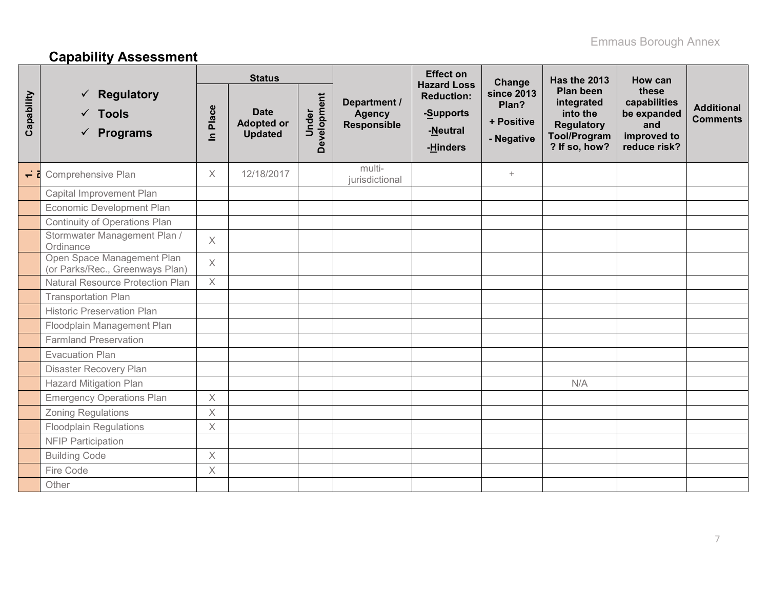## Capability Assessment

| Capability | ✓ Regulatory ✓ Tools ✓ Programs | Status | | | Department / Agency Responsible | Effect on Hazard Loss Reduction: -Supports -Neutral -Hinders | Change since 2013 Plan? + Positive - Negative | Has the 2013 Plan been integrated into the Regulatory Tool/Program? If so, how? | How can these capabilities be expanded and improved to reduce risk? | Additional Comments |
|---|---|---|---|---|---|---|---|---|---|---|
| | | In Place | Date Adopted or Updated | Under Development | | | | | | |
| 1. R | Comprehensive Plan | X | 12/18/2017 | | multi-jurisdictional | | + | | | |
| | Capital Improvement Plan | | | | | | | | | |
| | Economic Development Plan | | | | | | | | | |
| | Continuity of Operations Plan | | | | | | | | | |
| | Stormwater Management Plan / Ordinance | X | | | | | | | | |
| | Open Space Management Plan (or Parks/Rec., Greenways Plan) | X | | | | | | | | |
| | Natural Resource Protection Plan | X | | | | | | | | |
| | Transportation Plan | | | | | | | | | |
| | Historic Preservation Plan | | | | | | | | | |
| | Floodplain Management Plan | | | | | | | | | |
| | Farmland Preservation | | | | | | | | | |
| | Evacuation Plan | | | | | | | | | |
| | Disaster Recovery Plan | | | | | | | | | |
| | Hazard Mitigation Plan | | | | | | | N/A | | |
| | Emergency Operations Plan | X | | | | | | | | |
| | Zoning Regulations | X | | | | | | | | |
| | Floodplain Regulations | X | | | | | | | | |
| | NFIP Participation | | | | | | | | | |
| | Building Code | X | | | | | | | | |
| | Fire Code | X | | | | | | | | |
| | Other | | | | | | | | | |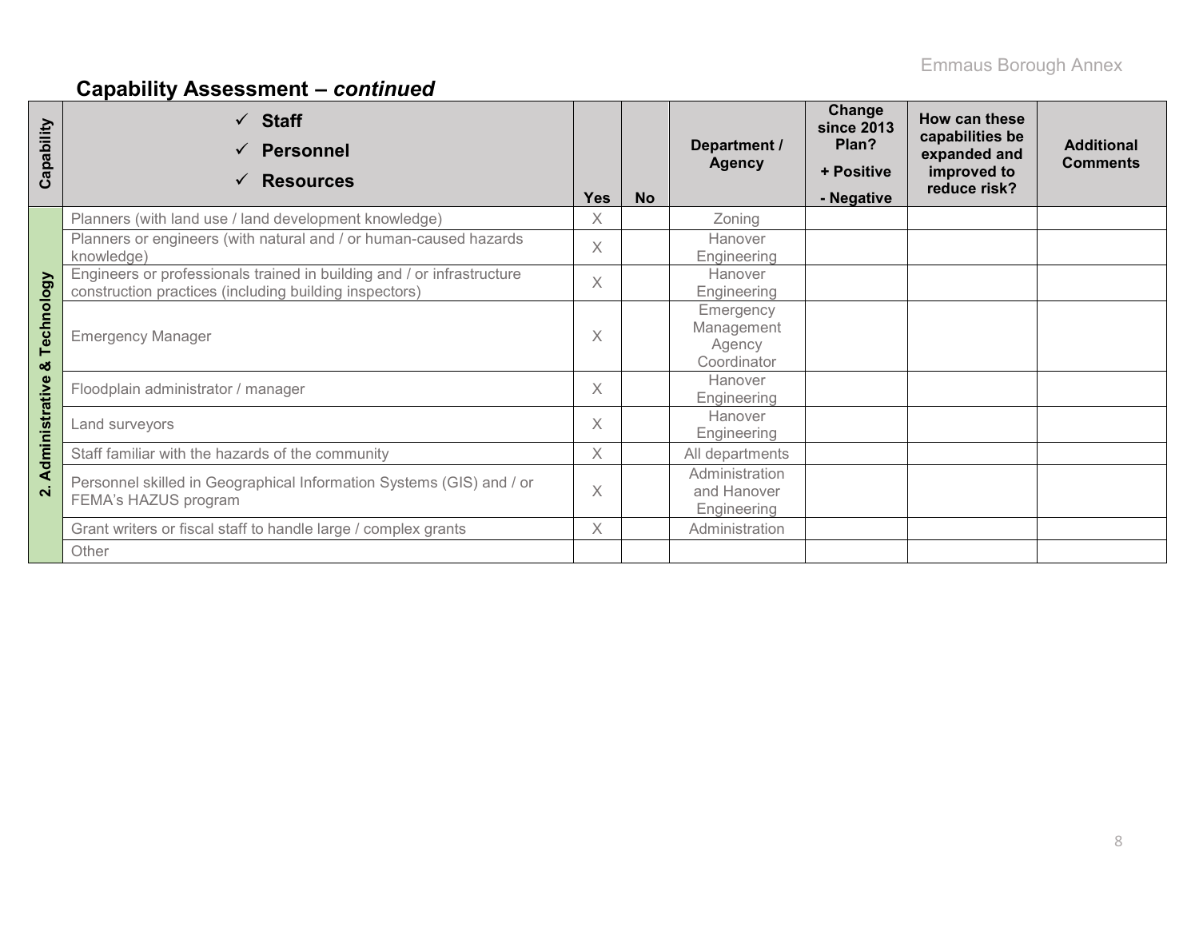## Capability Assessment – *continued*

| Capability | ✓ Staff ✓ Personnel ✓ Resources | Yes | No | Department / Agency | Change since 2013 Plan? + Positive - Negative | How can these capabilities be expanded and improved to reduce risk? | Additional Comments |
|---|---|---|---|---|---|---|---|
| 2. Administrative & Technology | Planners (with land use / land development knowledge) | X | | Zoning | | | |
| | Planners or engineers (with natural and / or human-caused hazards knowledge) | X | | Hanover Engineering | | | |
| | Engineers or professionals trained in building and / or infrastructure construction practices (including building inspectors) | X | | Hanover Engineering | | | |
| | Emergency Manager | X | | Emergency Management Agency Coordinator | | | |
| | Floodplain administrator / manager | X | | Hanover Engineering | | | |
| | Land surveyors | X | | Hanover Engineering | | | |
| | Staff familiar with the hazards of the community | X | | All departments | | | |
| | Personnel skilled in Geographical Information Systems (GIS) and / or FEMA's HAZUS program | X | | Administration and Hanover Engineering | | | |
| | Grant writers or fiscal staff to handle large / complex grants | X | | Administration | | | |
| | Other | | | | | | |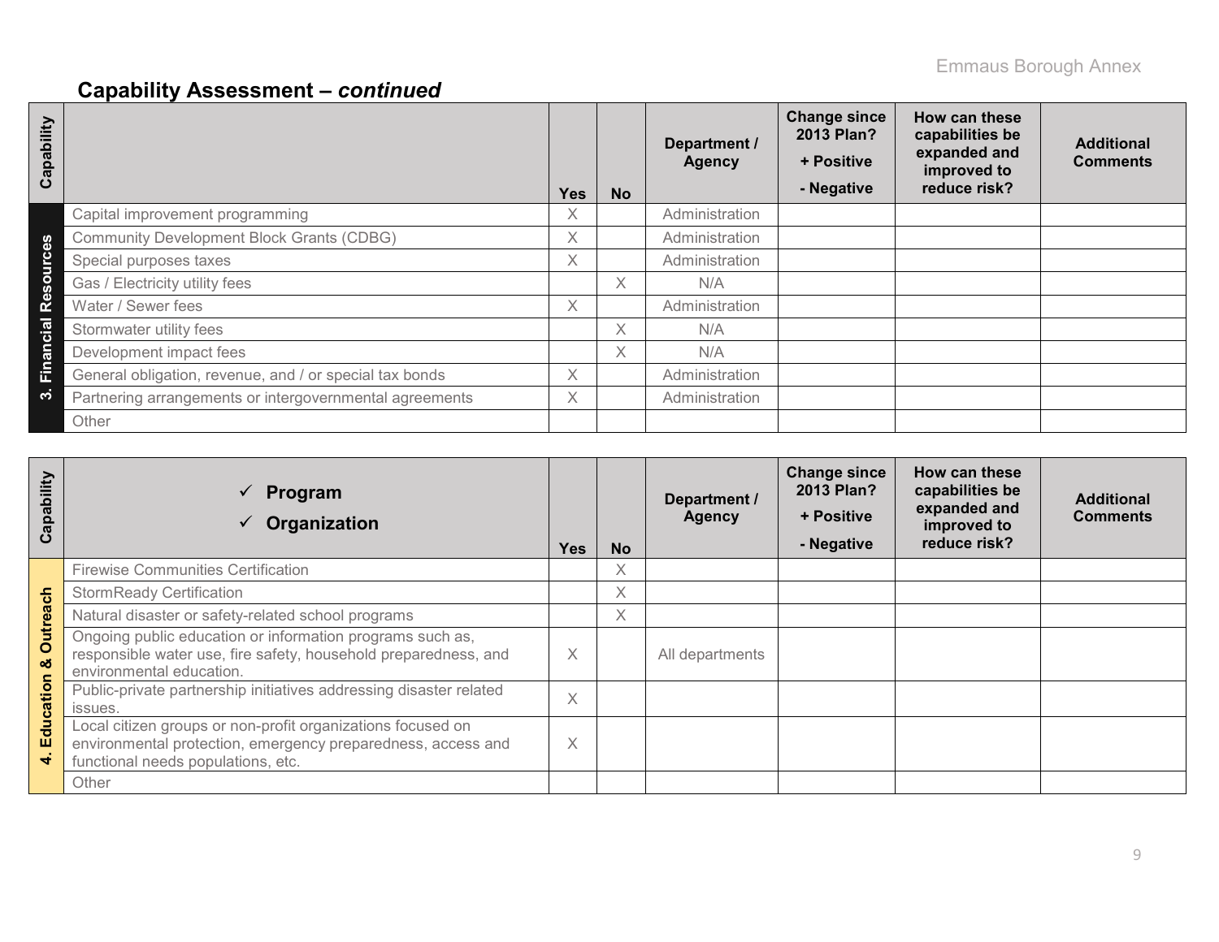## Capability Assessment – *continued*

| Capability | | Yes | No | Department / Agency | Change since 2013 Plan? + Positive - Negative | How can these capabilities be expanded and improved to reduce risk? | Additional Comments |
|---|---|---|---|---|---|---|---|
| 3. Financial Resources | Capital improvement programming | X | | Administration | | | |
| | Community Development Block Grants (CDBG) | X | | Administration | | | |
| | Special purposes taxes | X | | Administration | | | |
| | Gas / Electricity utility fees | | X | N/A | | | |
| | Water / Sewer fees | X | | Administration | | | |
| | Stormwater utility fees | | X | N/A | | | |
| | Development impact fees | | X | N/A | | | |
| | General obligation, revenue, and / or special tax bonds | X | | Administration | | | |
| | Partnering arrangements or intergovernmental agreements | X | | Administration | | | |
| | Other | | | | | | |

| Capability | ✓ Program ✓ Organization | Yes | No | Department / Agency | Change since 2013 Plan? + Positive - Negative | How can these capabilities be expanded and improved to reduce risk? | Additional Comments |
|---|---|---|---|---|---|---|---|
| 4. Education & Outreach | Firewise Communities Certification | | X | | | | |
| | StormReady Certification | | X | | | | |
| | Natural disaster or safety-related school programs | | X | | | | |
| | Ongoing public education or information programs such as, responsible water use, fire safety, household preparedness, and environmental education. | X | | All departments | | | |
| | Public-private partnership initiatives addressing disaster related issues. | X | | | | | |
| | Local citizen groups or non-profit organizations focused on environmental protection, emergency preparedness, access and functional needs populations, etc. | X | | | | | |
| | Other | | | | | | |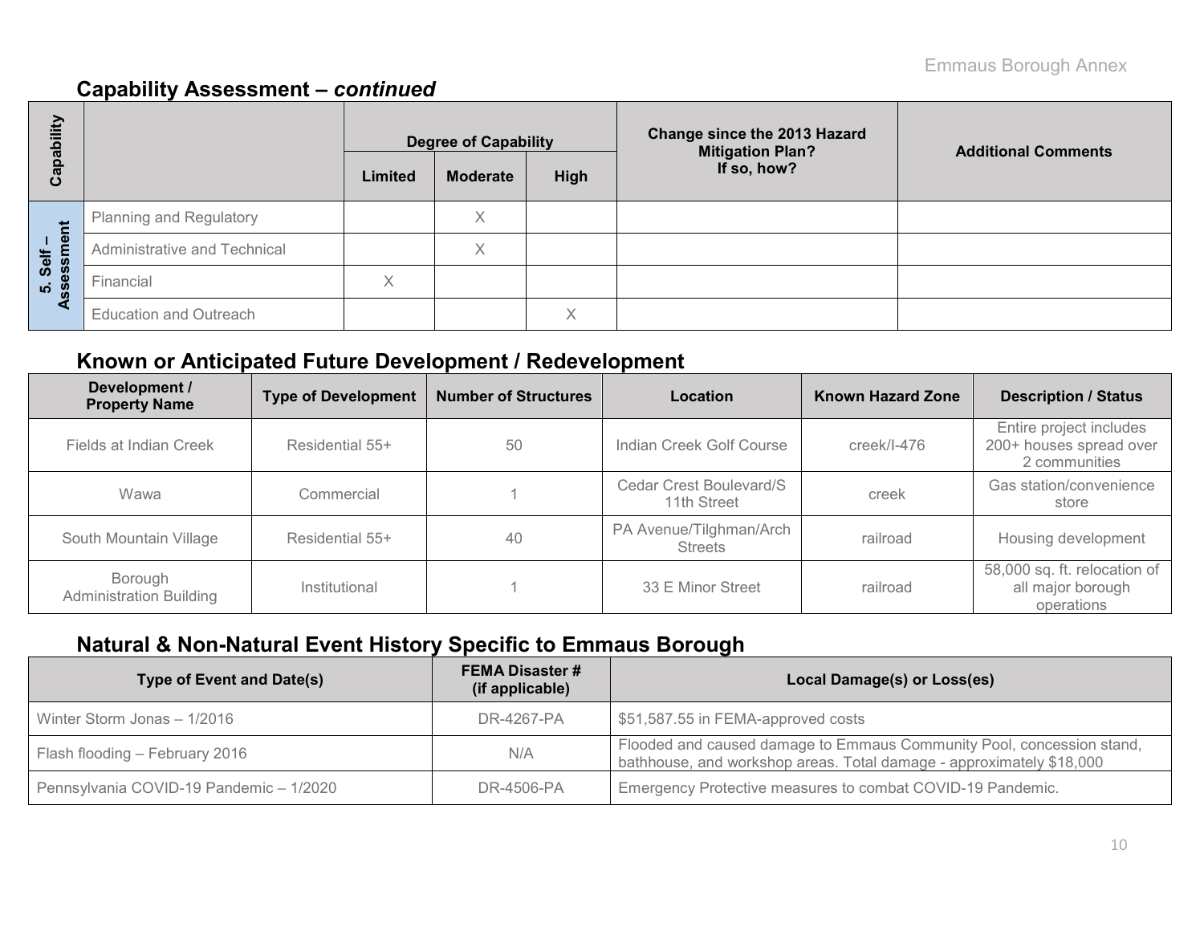## Capability Assessment – *continued*

| Capability | | Degree of Capability | | | Change since the 2013 Hazard Mitigation Plan? If so, how? | Additional Comments |
|---|---|---|---|---|---|---|
| | | Limited | Moderate | High | | |
| 5. Self – Assessment | Planning and Regulatory | | X | | | |
| | Administrative and Technical | | X | | | |
| | Financial | X | | | | |
| | Education and Outreach | | | X | | |

## Known or Anticipated Future Development / Redevelopment

| Development / Property Name | Type of Development | Number of Structures | Location | Known Hazard Zone | Description / Status |
|---|---|---|---|---|---|
| Fields at Indian Creek | Residential 55+ | 50 | Indian Creek Golf Course | creek/I-476 | Entire project includes 200+ houses spread over 2 communities |
| Wawa | Commercial | 1 | Cedar Crest Boulevard/S 11th Street | creek | Gas station/convenience store |
| South Mountain Village | Residential 55+ | 40 | PA Avenue/Tilghman/Arch Streets | railroad | Housing development |
| Borough Administration Building | Institutional | 1 | 33 E Minor Street | railroad | 58,000 sq. ft. relocation of all major borough operations |

## Natural & Non-Natural Event History Specific to Emmaus Borough

| Type of Event and Date(s) | FEMA Disaster # (if applicable) | Local Damage(s) or Loss(es) |
|---|---|---|
| Winter Storm Jonas – 1/2016 | DR-4267-PA | $51,587.55 in FEMA-approved costs |
| Flash flooding – February 2016 | N/A | Flooded and caused damage to Emmaus Community Pool, concession stand, bathhouse, and workshop areas. Total damage - approximately $18,000 |
| Pennsylvania COVID-19 Pandemic – 1/2020 | DR-4506-PA | Emergency Protective measures to combat COVID-19 Pandemic. |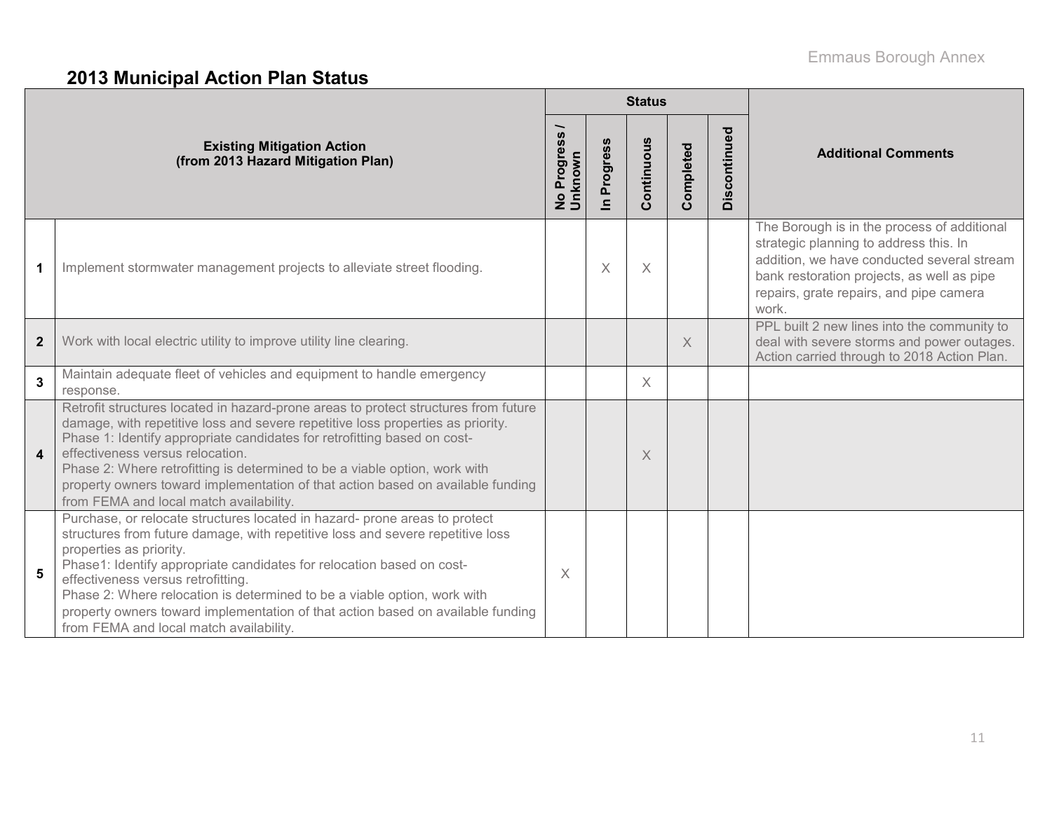## 2013 Municipal Action Plan Status

| | Existing Mitigation Action (from 2013 Hazard Mitigation Plan) | Status | | | | | Additional Comments |
|---|---|---|---|---|---|---|---|
| | | No Progress / Unknown | In Progress | Continuous | Completed | Discontinued | |
| 1 | Implement stormwater management projects to alleviate street flooding. | | X | X | | | The Borough is in the process of additional strategic planning to address this. In addition, we have conducted several stream bank restoration projects, as well as pipe repairs, grate repairs, and pipe camera work. |
| 2 | Work with local electric utility to improve utility line clearing. | | | | X | | PPL built 2 new lines into the community to deal with severe storms and power outages. Action carried through to 2018 Action Plan. |
| 3 | Maintain adequate fleet of vehicles and equipment to handle emergency response. | | | X | | | |
| 4 | Retrofit structures located in hazard-prone areas to protect structures from future damage, with repetitive loss and severe repetitive loss properties as priority.<br>Phase 1: Identify appropriate candidates for retrofitting based on cost-effectiveness versus relocation.<br>Phase 2: Where retrofitting is determined to be a viable option, work with property owners toward implementation of that action based on available funding from FEMA and local match availability. | | | X | | | |
| 5 | Purchase, or relocate structures located in hazard- prone areas to protect structures from future damage, with repetitive loss and severe repetitive loss properties as priority.<br>Phase1: Identify appropriate candidates for relocation based on cost-effectiveness versus retrofitting.<br>Phase 2: Where relocation is determined to be a viable option, work with property owners toward implementation of that action based on available funding from FEMA and local match availability. | X | | | | | |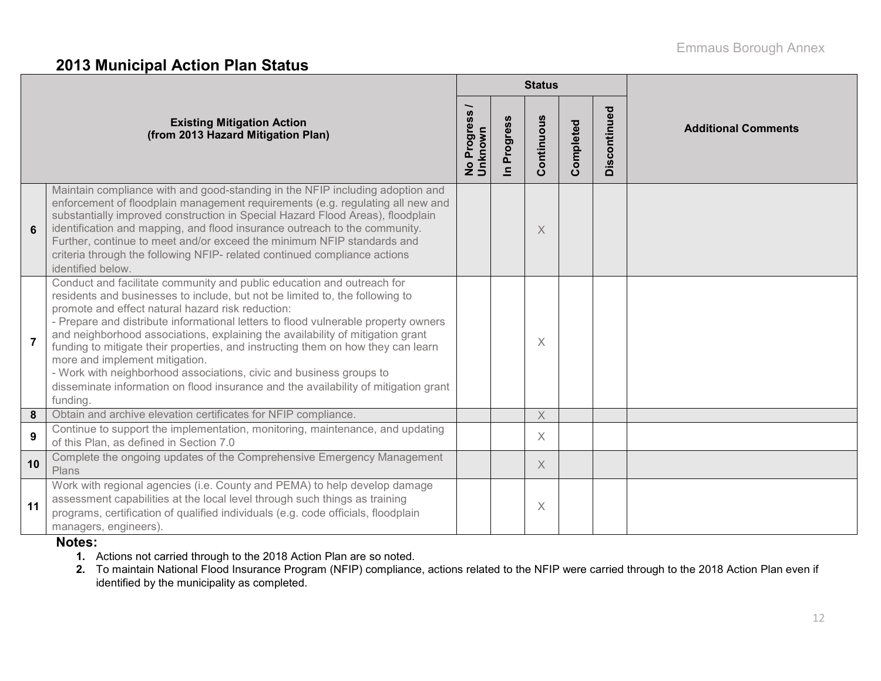## 2013 Municipal Action Plan Status

| | Existing Mitigation Action (from 2013 Hazard Mitigation Plan) | Status | | | | | Additional Comments |
|---|---|---|---|---|---|---|---|
| | | No Progress / Unknown | In Progress | Continuous | Completed | Discontinued | |
| 6 | Maintain compliance with and good-standing in the NFIP including adoption and enforcement of floodplain management requirements (e.g. regulating all new and substantially improved construction in Special Hazard Flood Areas), floodplain identification and mapping, and flood insurance outreach to the community. Further, continue to meet and/or exceed the minimum NFIP standards and criteria through the following NFIP- related continued compliance actions identified below. | | | X | | | |
| 7 | Conduct and facilitate community and public education and outreach for residents and businesses to include, but not be limited to, the following to promote and effect natural hazard risk reduction: - Prepare and distribute informational letters to flood vulnerable property owners and neighborhood associations, explaining the availability of mitigation grant funding to mitigate their properties, and instructing them on how they can learn more and implement mitigation. - Work with neighborhood associations, civic and business groups to disseminate information on flood insurance and the availability of mitigation grant funding. | | | X | | | |
| 8 | Obtain and archive elevation certificates for NFIP compliance. | | | X | | | |
| 9 | Continue to support the implementation, monitoring, maintenance, and updating of this Plan, as defined in Section 7.0 | | | X | | | |
| 10 | Complete the ongoing updates of the Comprehensive Emergency Management Plans | | | X | | | |
| 11 | Work with regional agencies (i.e. County and PEMA) to help develop damage assessment capabilities at the local level through such things as training programs, certification of qualified individuals (e.g. code officials, floodplain managers, engineers). | | | X | | | |

**Notes:**

1. Actions not carried through to the 2018 Action Plan are so noted.
2. To maintain National Flood Insurance Program (NFIP) compliance, actions related to the NFIP were carried through to the 2018 Action Plan even if identified by the municipality as completed.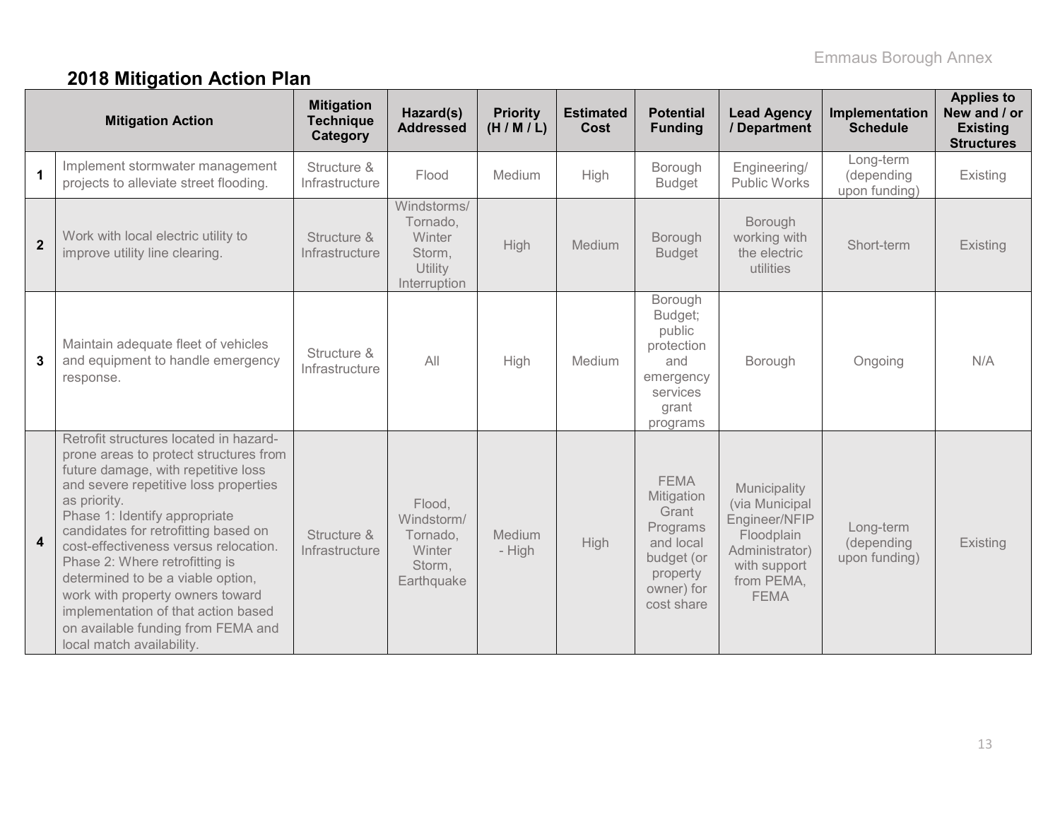## 2018 Mitigation Action Plan

| | Mitigation Action | Mitigation Technique Category | Hazard(s) Addressed | Priority (H / M / L) | Estimated Cost | Potential Funding | Lead Agency / Department | Implementation Schedule | Applies to New and / or Existing Structures |
|---|---|---|---|---|---|---|---|---|---|
| **1** | Implement stormwater management projects to alleviate street flooding. | Structure & Infrastructure | Flood | Medium | High | Borough Budget | Engineering/ Public Works | Long-term (depending upon funding) | Existing |
| **2** | Work with local electric utility to improve utility line clearing. | Structure & Infrastructure | Windstorms/ Tornado, Winter Storm, Utility Interruption | High | Medium | Borough Budget | Borough working with the electric utilities | Short-term | Existing |
| **3** | Maintain adequate fleet of vehicles and equipment to handle emergency response. | Structure & Infrastructure | All | High | Medium | Borough Budget; public protection and emergency services grant programs | Borough | Ongoing | N/A |
| **4** | Retrofit structures located in hazard-prone areas to protect structures from future damage, with repetitive loss and severe repetitive loss properties as priority.<br>Phase 1: Identify appropriate candidates for retrofitting based on cost-effectiveness versus relocation.<br>Phase 2: Where retrofitting is determined to be a viable option, work with property owners toward implementation of that action based on available funding from FEMA and local match availability. | Structure & Infrastructure | Flood, Windstorm/ Tornado, Winter Storm, Earthquake | Medium - High | High | FEMA Mitigation Grant Programs and local budget (or property owner) for cost share | Municipality (via Municipal Engineer/NFIP Floodplain Administrator) with support from PEMA, FEMA | Long-term (depending upon funding) | Existing |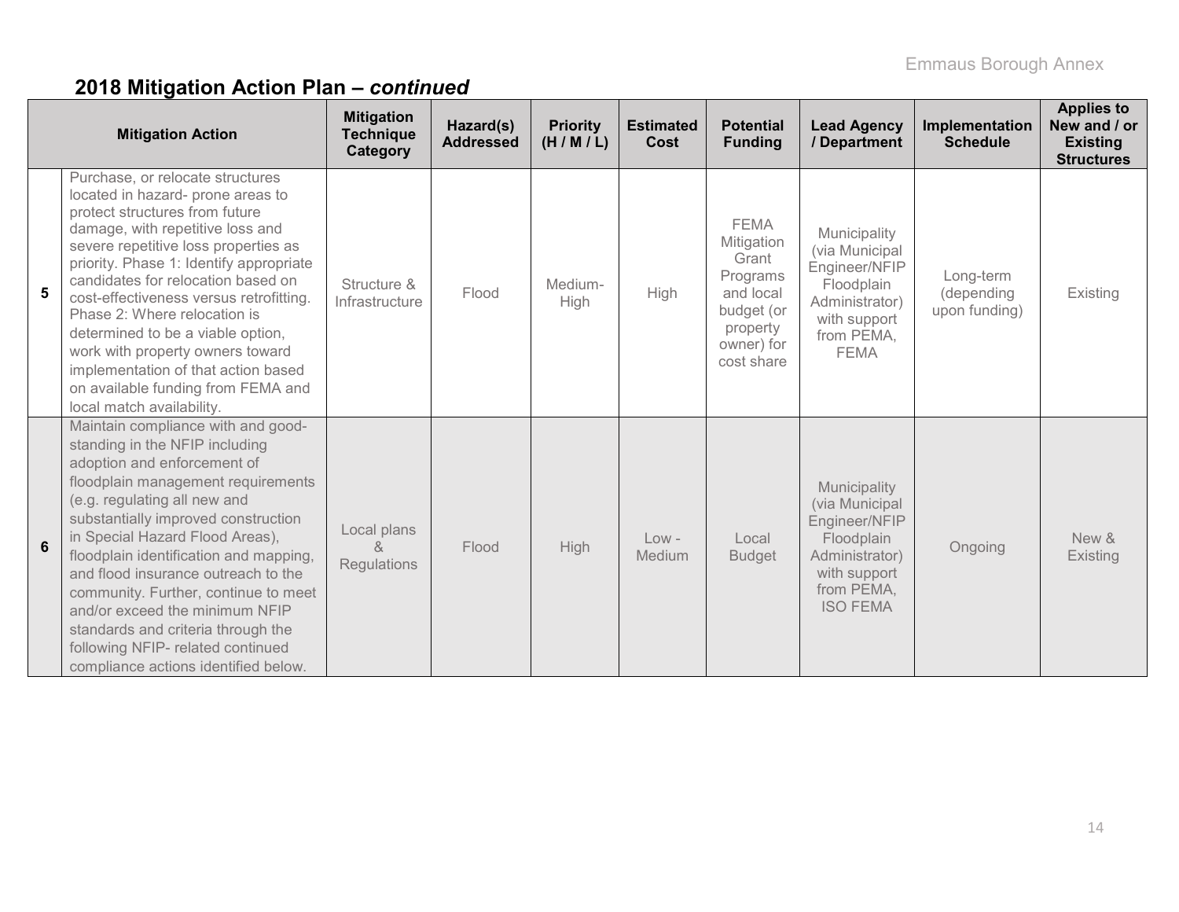## 2018 Mitigation Action Plan – *continued*

| | Mitigation Action | Mitigation Technique Category | Hazard(s) Addressed | Priority (H / M / L) | Estimated Cost | Potential Funding | Lead Agency / Department | Implementation Schedule | Applies to New and / or Existing Structures |
|---|---|---|---|---|---|---|---|---|---|
| **5** | Purchase, or relocate structures located in hazard- prone areas to protect structures from future damage, with repetitive loss and severe repetitive loss properties as priority. Phase 1: Identify appropriate candidates for relocation based on cost-effectiveness versus retrofitting. Phase 2: Where relocation is determined to be a viable option, work with property owners toward implementation of that action based on available funding from FEMA and local match availability. | Structure & Infrastructure | Flood | Medium-High | High | FEMA Mitigation Grant Programs and local budget (or property owner) for cost share | Municipality (via Municipal Engineer/NFIP Floodplain Administrator) with support from PEMA, FEMA | Long-term (depending upon funding) | Existing |
| **6** | Maintain compliance with and good-standing in the NFIP including adoption and enforcement of floodplain management requirements (e.g. regulating all new and substantially improved construction in Special Hazard Flood Areas), floodplain identification and mapping, and flood insurance outreach to the community. Further, continue to meet and/or exceed the minimum NFIP standards and criteria through the following NFIP- related continued compliance actions identified below. | Local plans & Regulations | Flood | High | Low - Medium | Local Budget | Municipality (via Municipal Engineer/NFIP Floodplain Administrator) with support from PEMA, ISO FEMA | Ongoing | New & Existing |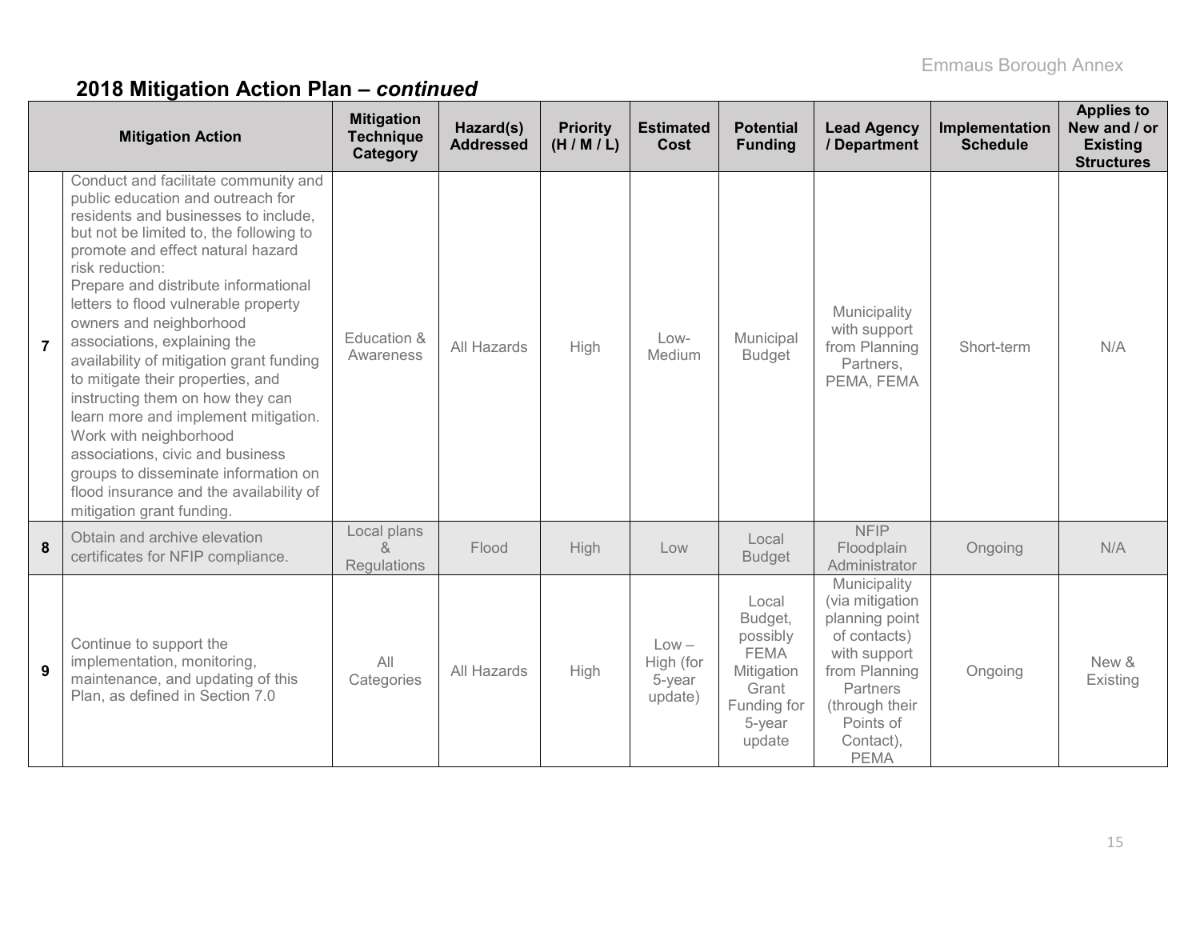## 2018 Mitigation Action Plan – *continued*

| | Mitigation Action | Mitigation Technique Category | Hazard(s) Addressed | Priority (H / M / L) | Estimated Cost | Potential Funding | Lead Agency / Department | Implementation Schedule | Applies to New and / or Existing Structures |
|---|---|---|---|---|---|---|---|---|---|
| 7 | Conduct and facilitate community and public education and outreach for residents and businesses to include, but not be limited to, the following to promote and effect natural hazard risk reduction: Prepare and distribute informational letters to flood vulnerable property owners and neighborhood associations, explaining the availability of mitigation grant funding to mitigate their properties, and instructing them on how they can learn more and implement mitigation. Work with neighborhood associations, civic and business groups to disseminate information on flood insurance and the availability of mitigation grant funding. | Education & Awareness | All Hazards | High | Low-Medium | Municipal Budget | Municipality with support from Planning Partners, PEMA, FEMA | Short-term | N/A |
| 8 | Obtain and archive elevation certificates for NFIP compliance. | Local plans & Regulations | Flood | High | Low | Local Budget | NFIP Floodplain Administrator | Ongoing | N/A |
| 9 | Continue to support the implementation, monitoring, maintenance, and updating of this Plan, as defined in Section 7.0 | All Categories | All Hazards | High | Low – High (for 5-year update) | Local Budget, possibly FEMA Mitigation Grant Funding for 5-year update | Municipality (via mitigation planning point of contacts) with support from Planning Partners (through their Points of Contact), PEMA | Ongoing | New & Existing |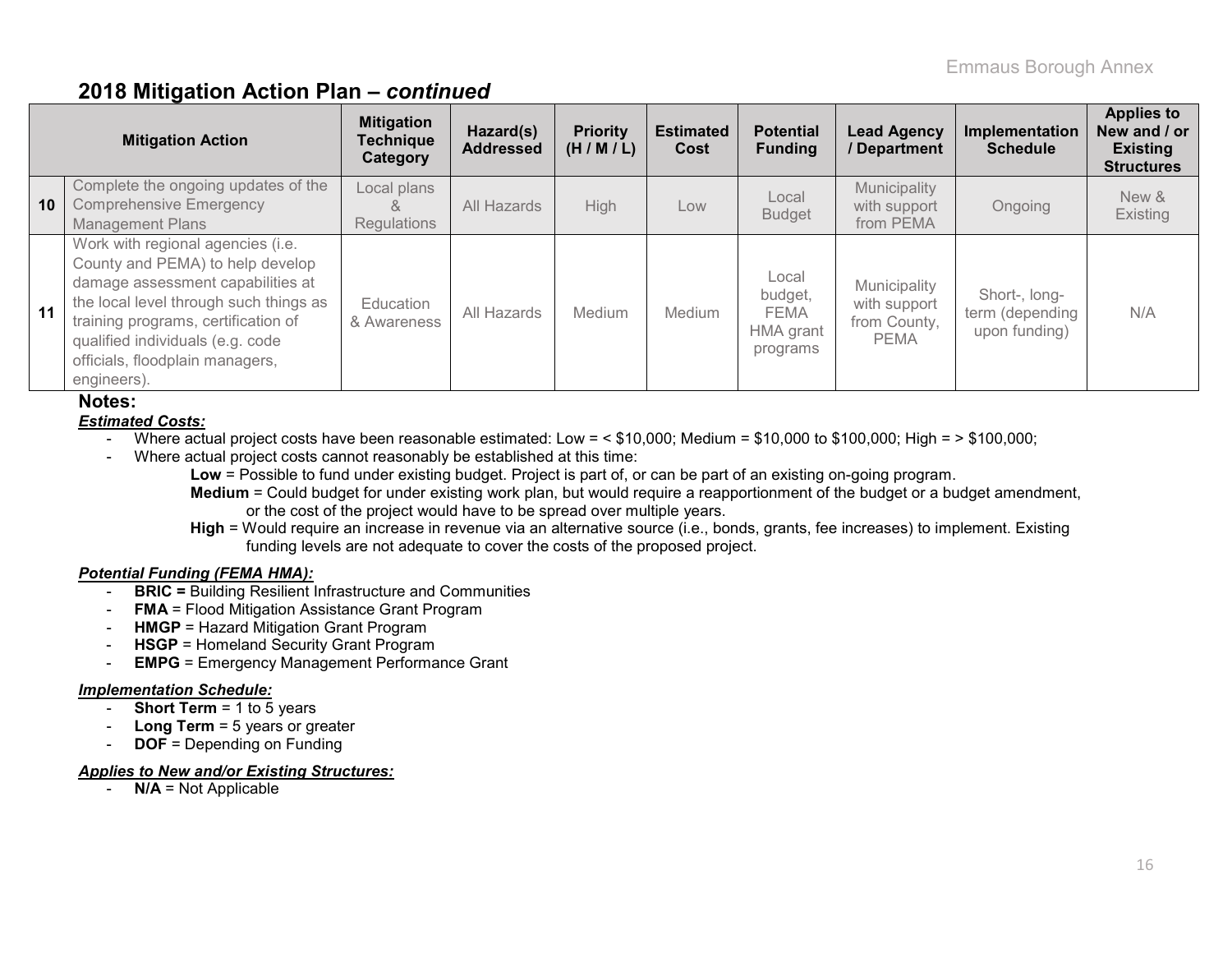## 2018 Mitigation Action Plan – *continued*

| | Mitigation Action | Mitigation Technique Category | Hazard(s) Addressed | Priority (H / M / L) | Estimated Cost | Potential Funding | Lead Agency / Department | Implementation Schedule | Applies to New and / or Existing Structures |
|---|---|---|---|---|---|---|---|---|---|
| 10 | Complete the ongoing updates of the Comprehensive Emergency Management Plans | Local plans & Regulations | All Hazards | High | Low | Local Budget | Municipality with support from PEMA | Ongoing | New & Existing |
| 11 | Work with regional agencies (i.e. County and PEMA) to help develop damage assessment capabilities at the local level through such things as training programs, certification of qualified individuals (e.g. code officials, floodplain managers, engineers). | Education & Awareness | All Hazards | Medium | Medium | Local budget, FEMA HMA grant programs | Municipality with support from County, PEMA | Short-, long-term (depending upon funding) | N/A |

**Notes:**

***Estimated Costs:***

- Where actual project costs have been reasonable estimated: Low = < $10,000; Medium = $10,000 to $100,000; High = > $100,000;
- Where actual project costs cannot reasonably be established at this time:
  - **Low** = Possible to fund under existing budget. Project is part of, or can be part of an existing on-going program.
  - **Medium** = Could budget for under existing work plan, but would require a reapportionment of the budget or a budget amendment, or the cost of the project would have to be spread over multiple years.
  - **High** = Would require an increase in revenue via an alternative source (i.e., bonds, grants, fee increases) to implement. Existing funding levels are not adequate to cover the costs of the proposed project.

***Potential Funding (FEMA HMA):***

- **BRIC =** Building Resilient Infrastructure and Communities
- **FMA** = Flood Mitigation Assistance Grant Program
- **HMGP** = Hazard Mitigation Grant Program
- **HSGP** = Homeland Security Grant Program
- **EMPG** = Emergency Management Performance Grant

***Implementation Schedule:***

- **Short Term** = 1 to 5 years
- **Long Term** = 5 years or greater
- **DOF** = Depending on Funding

***Applies to New and/or Existing Structures:***

- **N/A** = Not Applicable